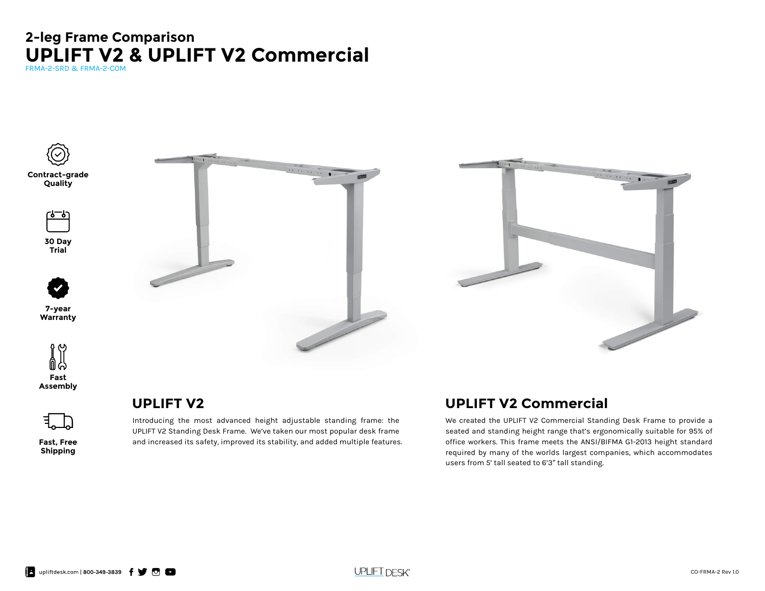## 2-leg Frame Comparison

# UPLIFT V2 & UPLIFT V2 Commercial

FRMA-2-SRD & FRMA-2-COM

**Contract-grade Quality**

**30 Day Trial**

**7-year Warranty**

**Fast Assembly**

**Fast, Free Shipping**

## UPLIFT V2

Introducing the most advanced height adjustable standing frame: the UPLIFT V2 Standing Desk Frame. We've taken our most popular desk frame and increased its safety, improved its stability, and added multiple features.

## UPLIFT V2 Commercial

We created the UPLIFT V2 Commercial Standing Desk Frame to provide a seated and standing height range that's ergonomically suitable for 95% of office workers. This frame meets the ANSI/BIFMA G1-2013 height standard required by many of the worlds largest companies, which accommodates users from 5' tall seated to 6'3" tall standing.

upliftdesk.com | 800-349-3839

UPLIFT DESK®

CO-FRMA-2 Rev 1.0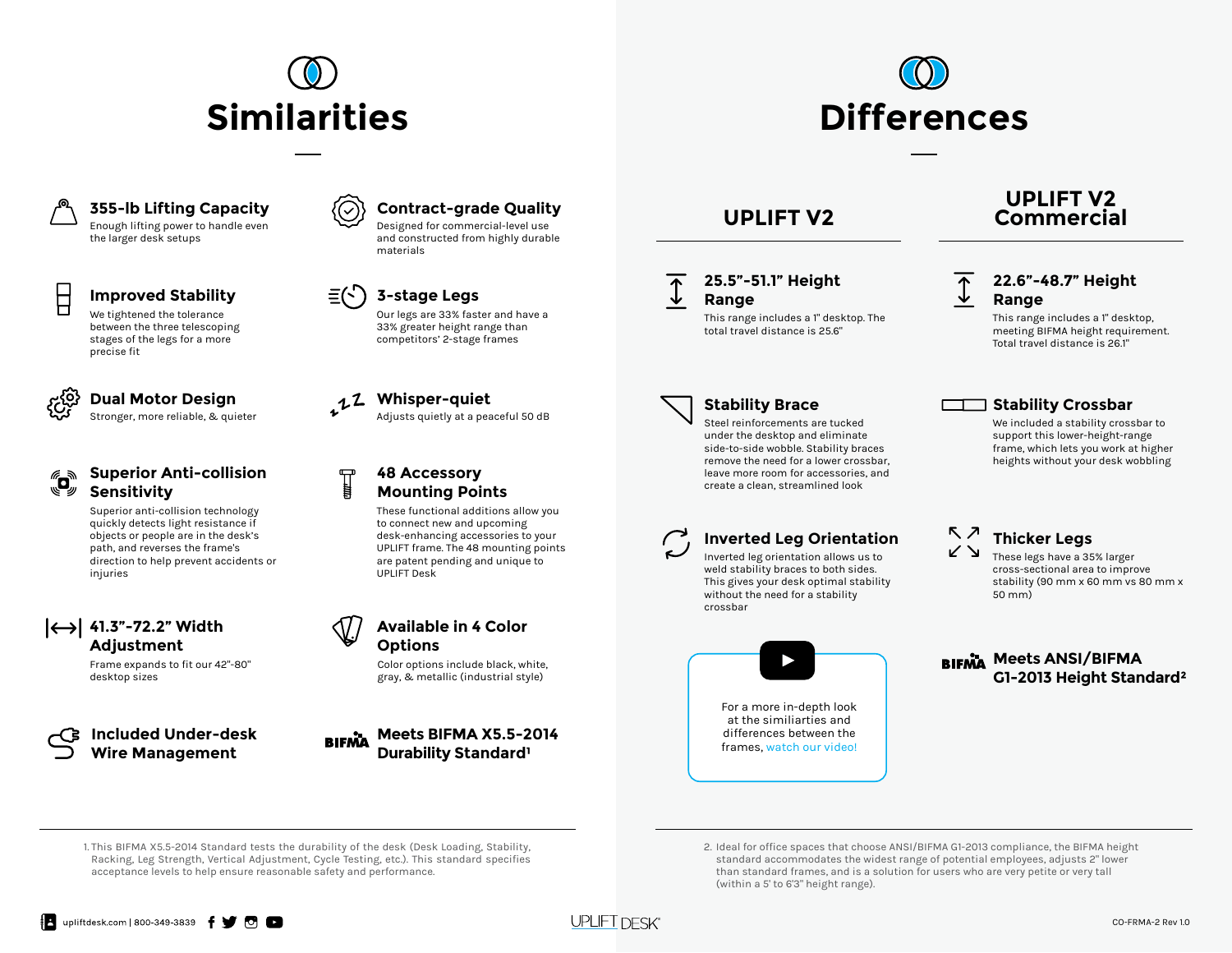# Similarities

### 355-lb Lifting Capacity

Enough lifting power to handle even the larger desk setups

### Contract-grade Quality

Designed for commercial-level use and constructed from highly durable materials

### Improved Stability

We tightened the tolerance between the three telescoping stages of the legs for a more precise fit

### 3-stage Legs

Our legs are 33% faster and have a 33% greater height range than competitors' 2-stage frames

### Dual Motor Design

Stronger, more reliable, & quieter

### Whisper-quiet

Adjusts quietly at a peaceful 50 dB

### Superior Anti-collision Sensitivity

Superior anti-collision technology quickly detects light resistance if objects or people are in the desk's path, and reverses the frame's direction to help prevent accidents or injuries

### 48 Accessory Mounting Points

These functional additions allow you to connect new and upcoming desk-enhancing accessories to your UPLIFT frame. The 48 mounting points are patent pending and unique to UPLIFT Desk

### 41.3"-72.2" Width Adjustment

Frame expands to fit our 42"-80" desktop sizes

### Available in 4 Color Options

Color options include black, white, gray, & metallic (industrial style)

### Included Under-desk Wire Management

### Meets BIFMA X5.5-2014 Durability Standard[1]

1. This BIFMA X5.5-2014 Standard tests the durability of the desk (Desk Loading, Stability, Racking, Leg Strength, Vertical Adjustment, Cycle Testing, etc.). This standard specifies acceptance levels to help ensure reasonable safety and performance.

# Differences

## UPLIFT V2

### 25.5"-51.1" Height Range

This range includes a 1" desktop. The total travel distance is 25.6"

### Stability Brace

Steel reinforcements are tucked under the desktop and eliminate side-to-side wobble. Stability braces remove the need for a lower crossbar, leave more room for accessories, and create a clean, streamlined look

### Inverted Leg Orientation

Inverted leg orientation allows us to weld stability braces to both sides. This gives your desk optimal stability without the need for a stability crossbar

For a more in-depth look at the similiarities and differences between the frames, watch our video!

## UPLIFT V2 Commercial

### 22.6"-48.7" Height Range

This range includes a 1" desktop, meeting BIFMA height requirement. Total travel distance is 26.1"

### Stability Crossbar

We included a stability crossbar to support this lower-height-range frame, which lets you work at higher heights without your desk wobbling

### Thicker Legs

These legs have a 35% larger cross-sectional area to improve stability (90 mm x 60 mm vs 80 mm x 50 mm)

### Meets ANSI/BIFMA G1-2013 Height Standard[2]

2. Ideal for office spaces that choose ANSI/BIFMA G1-2013 compliance, the BIFMA height standard accommodates the widest range of potential employees, adjusts 2" lower than standard frames, and is a solution for users who are very petite or very tall (within a 5' to 6'3" height range).

upliftdesk.com | 800-349-3839

UPLIFT DESK

CO-FRMA-2 Rev 1.0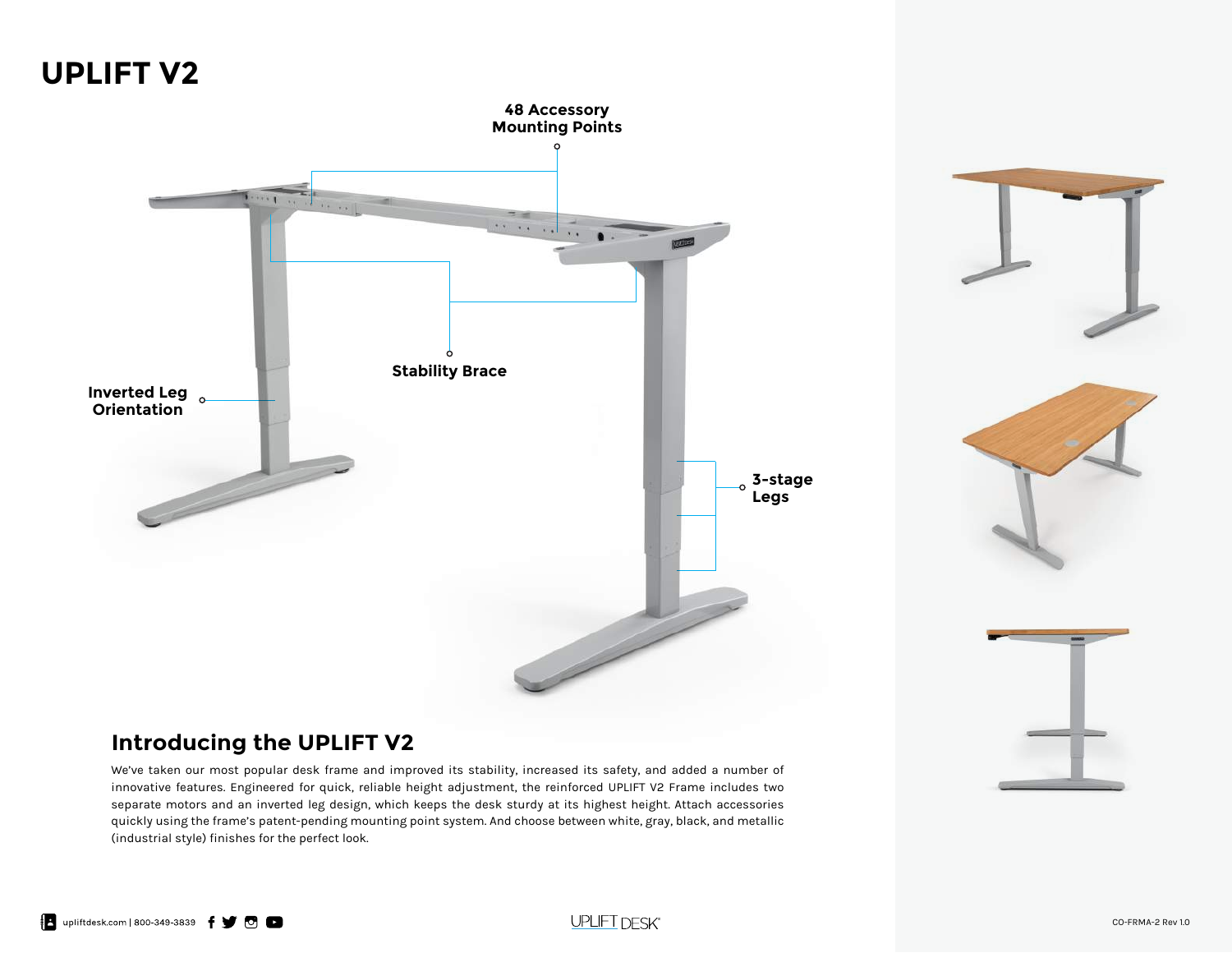# UPLIFT V2

48 Accessory Mounting Points

Stability Brace

Inverted Leg Orientation

3-stage Legs

## Introducing the UPLIFT V2

We've taken our most popular desk frame and improved its stability, increased its safety, and added a number of innovative features. Engineered for quick, reliable height adjustment, the reinforced UPLIFT V2 Frame includes two separate motors and an inverted leg design, which keeps the desk sturdy at its highest height. Attach accessories quickly using the frame's patent-pending mounting point system. And choose between white, gray, black, and metallic (industrial style) finishes for the perfect look.

upliftdesk.com | 800-349-3839

CO-FRMA-2 Rev 1.0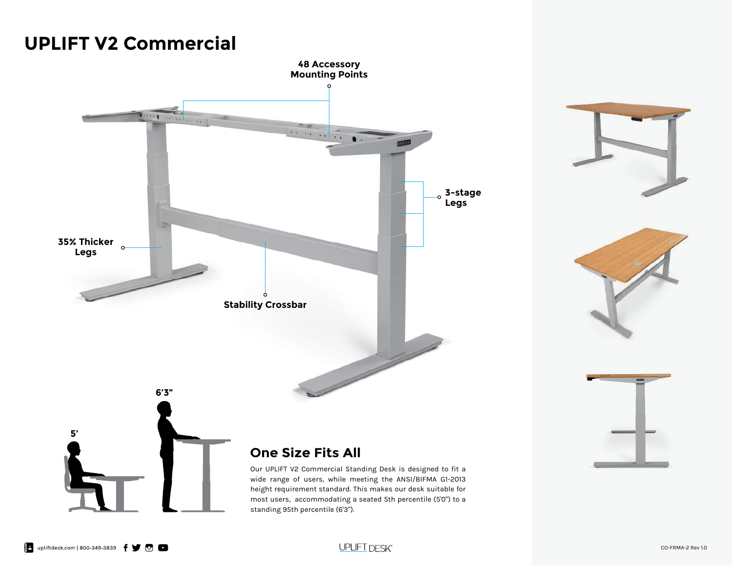# UPLIFT V2 Commercial

48 Accessory Mounting Points

3-stage Legs

35% Thicker Legs

Stability Crossbar

6'3"

5'

## One Size Fits All

Our UPLIFT V2 Commercial Standing Desk is designed to fit a wide range of users, while meeting the ANSI/BIFMA G1-2013 height requirement standard. This makes our desk suitable for most users, accommodating a seated 5th percentile (5'0") to a standing 95th percentile (6'3").

upliftdesk.com | 800-349-3839

CO-FRMA-2 Rev 1.0